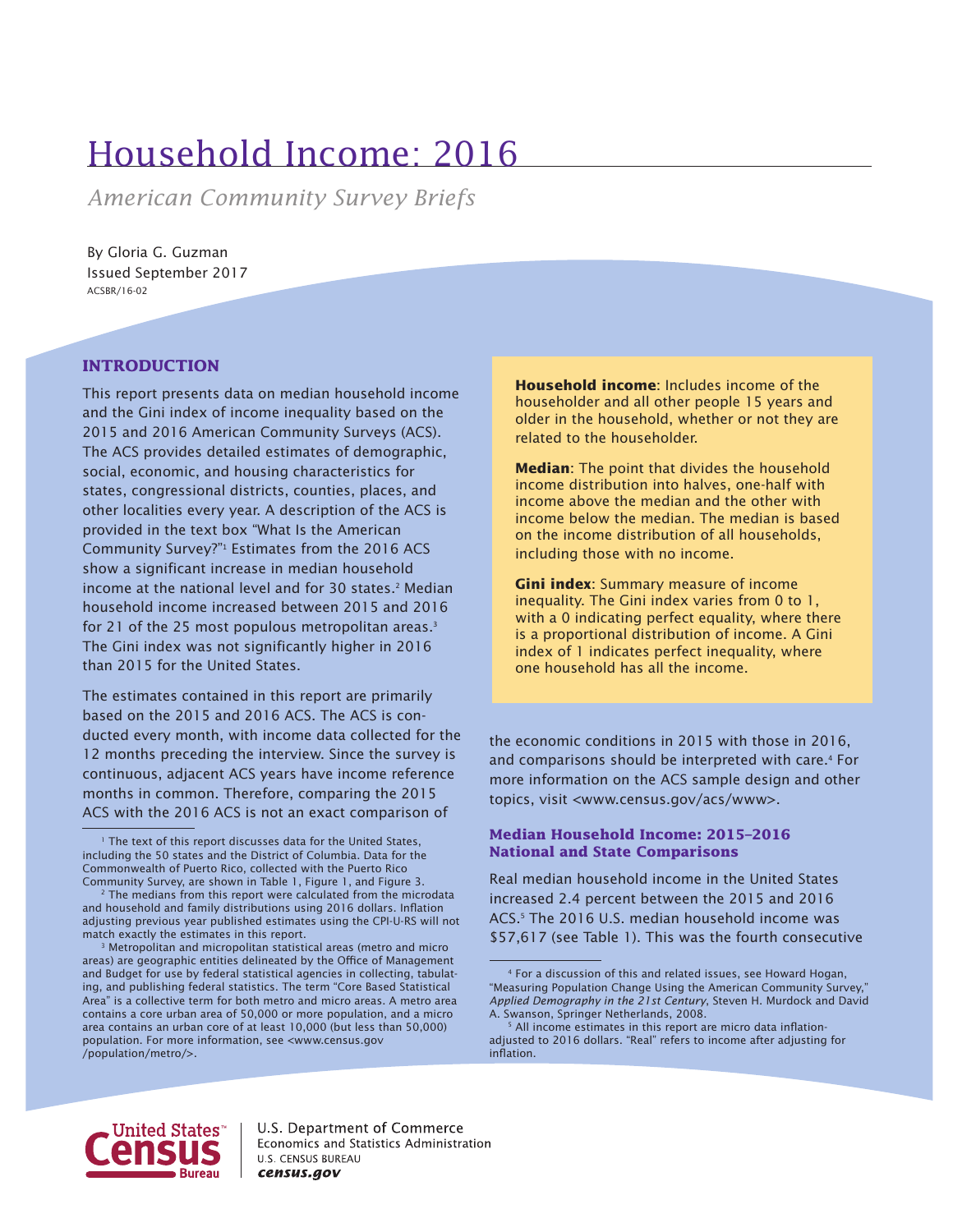# Household Income: 2016

*American Community Survey Briefs*

By Gloria G. Guzman
Issued September 2017
ACSBR/16-02

## INTRODUCTION

This report presents data on median household income and the Gini index of income inequality based on the 2015 and 2016 American Community Surveys (ACS). The ACS provides detailed estimates of demographic, social, economic, and housing characteristics for states, congressional districts, counties, places, and other localities every year. A description of the ACS is provided in the text box "What Is the American Community Survey?"[1] Estimates from the 2016 ACS show a significant increase in median household income at the national level and for 30 states.[2] Median household income increased between 2015 and 2016 for 21 of the 25 most populous metropolitan areas.[3] The Gini index was not significantly higher in 2016 than 2015 for the United States.

The estimates contained in this report are primarily based on the 2015 and 2016 ACS. The ACS is conducted every month, with income data collected for the 12 months preceding the interview. Since the survey is continuous, adjacent ACS years have income reference months in common. Therefore, comparing the 2015 ACS with the 2016 ACS is not an exact comparison of the economic conditions in 2015 with those in 2016, and comparisons should be interpreted with care.[4] For more information on the ACS sample design and other topics, visit <www.census.gov/acs/www>.

> **Household income**: Includes income of the householder and all other people 15 years and older in the household, whether or not they are related to the householder.
>
> **Median**: The point that divides the household income distribution into halves, one-half with income above the median and the other with income below the median. The median is based on the income distribution of all households, including those with no income.
>
> **Gini index**: Summary measure of income inequality. The Gini index varies from 0 to 1, with a 0 indicating perfect equality, where there is a proportional distribution of income. A Gini index of 1 indicates perfect inequality, where one household has all the income.

### Median Household Income: 2015–2016 National and State Comparisons

Real median household income in the United States increased 2.4 percent between the 2015 and 2016 ACS.[5] The 2016 U.S. median household income was $57,617 (see Table 1). This was the fourth consecutive

---

[1] The text of this report discusses data for the United States, including the 50 states and the District of Columbia. Data for the Commonwealth of Puerto Rico, collected with the Puerto Rico Community Survey, are shown in Table 1, Figure 1, and Figure 3.

[2] The medians from this report were calculated from the microdata and household and family distributions using 2016 dollars. Inflation adjusting previous year published estimates using the CPI-U-RS will not match exactly the estimates in this report.

[3] Metropolitan and micropolitan statistical areas (metro and micro areas) are geographic entities delineated by the Office of Management and Budget for use by federal statistical agencies in collecting, tabulating, and publishing federal statistics. The term "Core Based Statistical Area" is a collective term for both metro and micro areas. A metro area contains a core urban area of 50,000 or more population, and a micro area contains an urban core of at least 10,000 (but less than 50,000) population. For more information, see <www.census.gov/population/metro/>.

[4] For a discussion of this and related issues, see Howard Hogan, "Measuring Population Change Using the American Community Survey," *Applied Demography in the 21st Century*, Steven H. Murdock and David A. Swanson, Springer Netherlands, 2008.

[5] All income estimates in this report are micro data inflation-adjusted to 2016 dollars. "Real" refers to income after adjusting for inflation.

U.S. Department of Commerce
Economics and Statistics Administration
U.S. CENSUS BUREAU
*census.gov*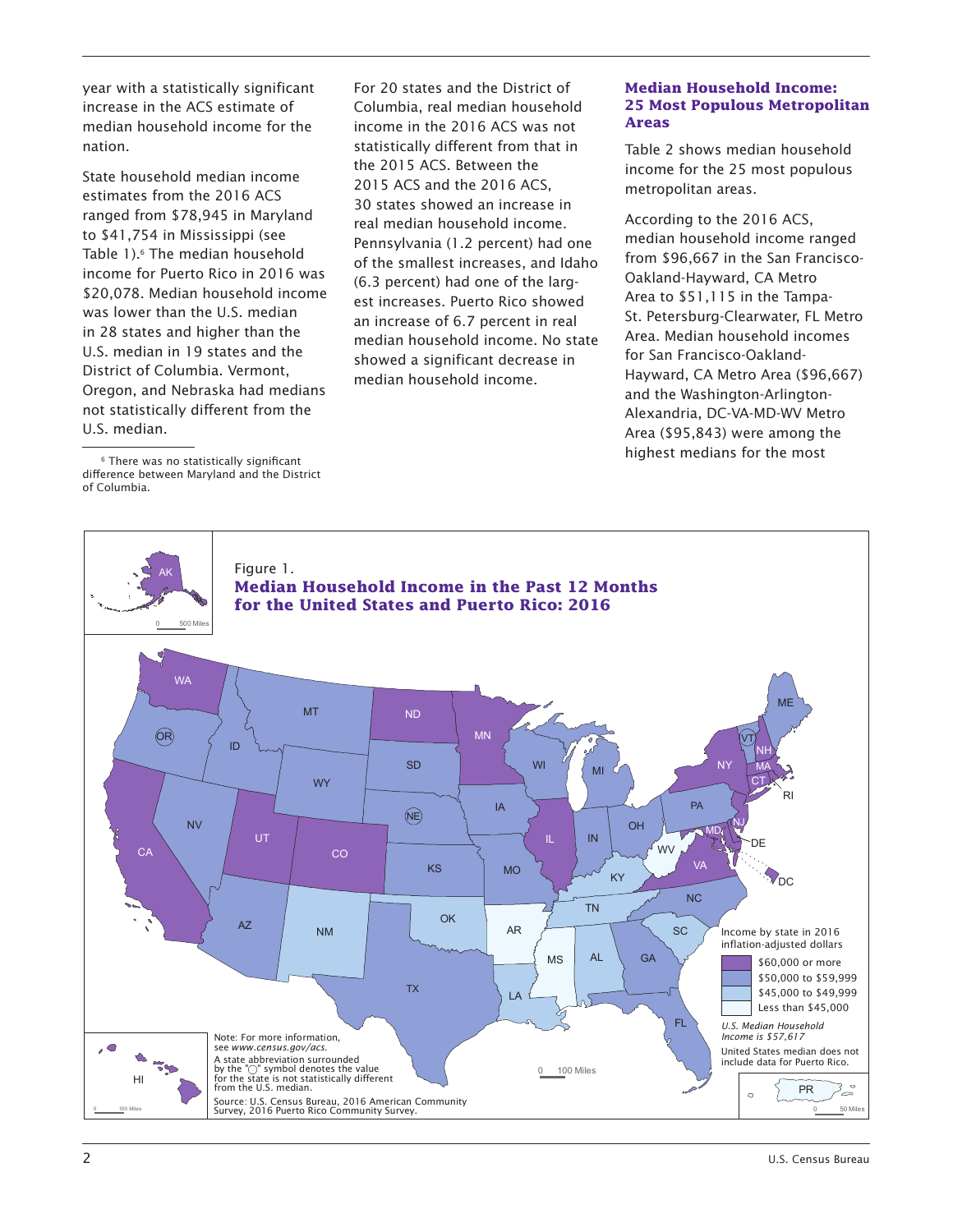year with a statistically significant increase in the ACS estimate of median household income for the nation.

State household median income estimates from the 2016 ACS ranged from $78,945 in Maryland to $41,754 in Mississippi (see Table 1).[6] The median household income for Puerto Rico in 2016 was $20,078. Median household income was lower than the U.S. median in 28 states and higher than the U.S. median in 19 states and the District of Columbia. Vermont, Oregon, and Nebraska had medians not statistically different from the U.S. median.

For 20 states and the District of Columbia, real median household income in the 2016 ACS was not statistically different from that in the 2015 ACS. Between the 2015 ACS and the 2016 ACS, 30 states showed an increase in real median household income. Pennsylvania (1.2 percent) had one of the smallest increases, and Idaho (6.3 percent) had one of the largest increases. Puerto Rico showed an increase of 6.7 percent in real median household income. No state showed a significant decrease in median household income.

### Median Household Income: 25 Most Populous Metropolitan Areas

Table 2 shows median household income for the 25 most populous metropolitan areas.

According to the 2016 ACS, median household income ranged from $96,667 in the San Francisco-Oakland-Hayward, CA Metro Area to $51,115 in the Tampa-St. Petersburg-Clearwater, FL Metro Area. Median household incomes for San Francisco-Oakland-Hayward, CA Metro Area ($96,667) and the Washington-Arlington-Alexandria, DC-VA-MD-WV Metro Area ($95,843) were among the highest medians for the most

[6] There was no statistically significant difference between Maryland and the District of Columbia.

Figure 1.
**Median Household Income in the Past 12 Months for the United States and Puerto Rico: 2016**

Income by state in 2016 inflation-adjusted dollars
- $60,000 or more
- $50,000 to $59,999
- $45,000 to $49,999
- Less than $45,000

*U.S. Median Household Income is $57,617*

United States median does not include data for Puerto Rico.

Note: For more information, see *www.census.gov/acs*.
A state abbreviation surrounded by the "◯" symbol denotes the value for the state is not statistically different from the U.S. median.

Source: U.S. Census Bureau, 2016 American Community Survey, 2016 Puerto Rico Community Survey.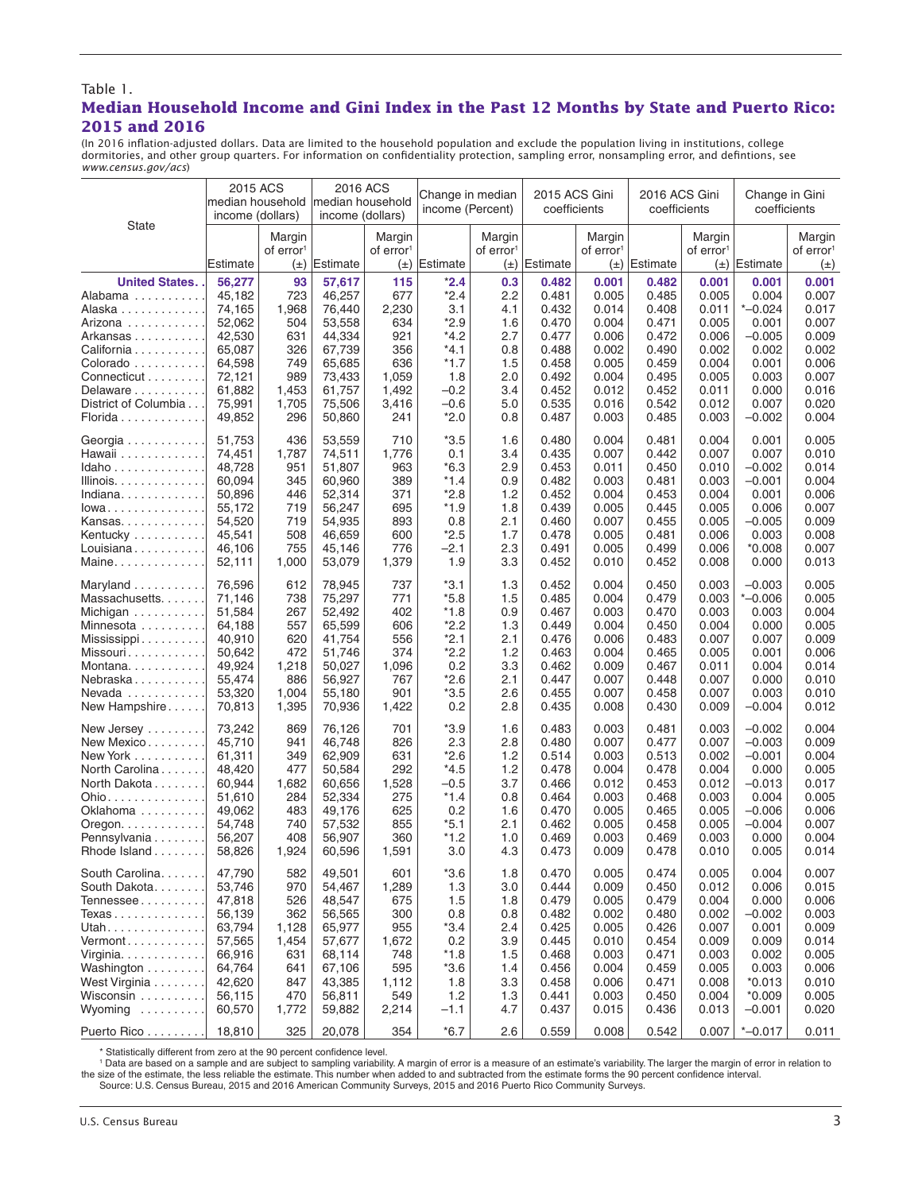Table 1.

## Median Household Income and Gini Index in the Past 12 Months by State and Puerto Rico: 2015 and 2016

(In 2016 inflation-adjusted dollars. Data are limited to the household population and exclude the population living in institutions, college dormitories, and other group quarters. For information on confidentiality protection, sampling error, nonsampling error, and defintions, see *www.census.gov/acs*)

| State | 2015 ACS median household income (dollars) | | 2016 ACS median household income (dollars) | | Change in median income (Percent) | | 2015 ACS Gini coefficients | | 2016 ACS Gini coefficients | | Change in Gini coefficients | |
|---|---|---|---|---|---|---|---|---|---|---|---|---|
| | Estimate | Margin of error[1] (±) | Estimate | Margin of error[1] (±) | Estimate | Margin of error[1] (±) | Estimate | Margin of error[1] (±) | Estimate | Margin of error[1] (±) | Estimate | Margin of error[1] (±) |
| **United States** | **56,277** | **93** | **57,617** | **115** | ***2.4** | **0.3** | **0.482** | **0.001** | **0.482** | **0.001** | **0.001** | **0.001** |
| Alabama | 45,182 | 723 | 46,257 | 677 | *2.4 | 2.2 | 0.481 | 0.005 | 0.485 | 0.005 | 0.004 | 0.007 |
| Alaska | 74,165 | 1,968 | 76,440 | 2,230 | 3.1 | 4.1 | 0.432 | 0.014 | 0.408 | 0.011 | *–0.024 | 0.017 |
| Arizona | 52,062 | 504 | 53,558 | 634 | *2.9 | 1.6 | 0.470 | 0.004 | 0.471 | 0.005 | 0.001 | 0.007 |
| Arkansas | 42,530 | 631 | 44,334 | 921 | *4.2 | 2.7 | 0.477 | 0.006 | 0.472 | 0.006 | –0.005 | 0.009 |
| California | 65,087 | 326 | 67,739 | 356 | *4.1 | 0.8 | 0.488 | 0.002 | 0.490 | 0.002 | 0.002 | 0.002 |
| Colorado | 64,598 | 749 | 65,685 | 636 | *1.7 | 1.5 | 0.458 | 0.005 | 0.459 | 0.004 | 0.001 | 0.006 |
| Connecticut | 72,121 | 989 | 73,433 | 1,059 | 1.8 | 2.0 | 0.492 | 0.004 | 0.495 | 0.005 | 0.003 | 0.007 |
| Delaware | 61,882 | 1,453 | 61,757 | 1,492 | –0.2 | 3.4 | 0.452 | 0.012 | 0.452 | 0.011 | 0.000 | 0.016 |
| District of Columbia | 75,991 | 1,705 | 75,506 | 3,416 | –0.6 | 5.0 | 0.535 | 0.016 | 0.542 | 0.012 | 0.007 | 0.020 |
| Florida | 49,852 | 296 | 50,860 | 241 | *2.0 | 0.8 | 0.487 | 0.003 | 0.485 | 0.003 | –0.002 | 0.004 |
| Georgia | 51,753 | 436 | 53,559 | 710 | *3.5 | 1.6 | 0.480 | 0.004 | 0.481 | 0.004 | 0.001 | 0.005 |
| Hawaii | 74,451 | 1,787 | 74,511 | 1,776 | 0.1 | 3.4 | 0.435 | 0.007 | 0.442 | 0.007 | 0.007 | 0.010 |
| Idaho | 48,728 | 951 | 51,807 | 963 | *6.3 | 2.9 | 0.453 | 0.011 | 0.450 | 0.010 | –0.002 | 0.014 |
| Illinois | 60,094 | 345 | 60,960 | 389 | *1.4 | 0.9 | 0.482 | 0.003 | 0.481 | 0.003 | –0.001 | 0.004 |
| Indiana | 50,896 | 446 | 52,314 | 371 | *2.8 | 1.2 | 0.452 | 0.004 | 0.453 | 0.004 | 0.001 | 0.006 |
| Iowa | 55,172 | 719 | 56,247 | 695 | *1.9 | 1.8 | 0.439 | 0.005 | 0.445 | 0.005 | 0.006 | 0.007 |
| Kansas | 54,520 | 719 | 54,935 | 893 | 0.8 | 2.1 | 0.460 | 0.007 | 0.455 | 0.005 | –0.005 | 0.009 |
| Kentucky | 45,541 | 508 | 46,659 | 600 | *2.5 | 1.7 | 0.478 | 0.005 | 0.481 | 0.006 | 0.003 | 0.008 |
| Louisiana | 46,106 | 755 | 45,146 | 776 | –2.1 | 2.3 | 0.491 | 0.005 | 0.499 | 0.006 | *0.008 | 0.007 |
| Maine | 52,111 | 1,000 | 53,079 | 1,379 | 1.9 | 3.3 | 0.452 | 0.010 | 0.452 | 0.008 | 0.000 | 0.013 |
| Maryland | 76,596 | 612 | 78,945 | 737 | *3.1 | 1.3 | 0.452 | 0.004 | 0.450 | 0.003 | –0.003 | 0.005 |
| Massachusetts | 71,146 | 738 | 75,297 | 771 | *5.8 | 1.5 | 0.485 | 0.004 | 0.479 | 0.003 | *–0.006 | 0.005 |
| Michigan | 51,584 | 267 | 52,492 | 402 | *1.8 | 0.9 | 0.467 | 0.003 | 0.470 | 0.003 | 0.003 | 0.004 |
| Minnesota | 64,188 | 557 | 65,599 | 606 | *2.2 | 1.3 | 0.449 | 0.004 | 0.450 | 0.004 | 0.000 | 0.005 |
| Mississippi | 40,910 | 620 | 41,754 | 556 | *2.1 | 2.1 | 0.476 | 0.006 | 0.483 | 0.007 | 0.007 | 0.009 |
| Missouri | 50,642 | 472 | 51,746 | 374 | *2.2 | 1.2 | 0.463 | 0.004 | 0.465 | 0.005 | 0.001 | 0.006 |
| Montana | 49,924 | 1,218 | 50,027 | 1,096 | 0.2 | 3.3 | 0.462 | 0.009 | 0.467 | 0.011 | 0.004 | 0.014 |
| Nebraska | 55,474 | 886 | 56,927 | 767 | *2.6 | 2.1 | 0.447 | 0.007 | 0.448 | 0.007 | 0.000 | 0.010 |
| Nevada | 53,320 | 1,004 | 55,180 | 901 | *3.5 | 2.6 | 0.455 | 0.007 | 0.458 | 0.007 | 0.003 | 0.010 |
| New Hampshire | 70,813 | 1,395 | 70,936 | 1,422 | 0.2 | 2.8 | 0.435 | 0.008 | 0.430 | 0.009 | –0.004 | 0.012 |
| New Jersey | 73,242 | 869 | 76,126 | 701 | *3.9 | 1.6 | 0.483 | 0.003 | 0.481 | 0.003 | –0.002 | 0.004 |
| New Mexico | 45,710 | 941 | 46,748 | 826 | 2.3 | 2.8 | 0.480 | 0.007 | 0.477 | 0.007 | –0.003 | 0.009 |
| New York | 61,311 | 349 | 62,909 | 631 | *2.6 | 1.2 | 0.514 | 0.003 | 0.513 | 0.002 | –0.001 | 0.004 |
| North Carolina | 48,420 | 477 | 50,584 | 292 | *4.5 | 1.2 | 0.478 | 0.004 | 0.478 | 0.004 | 0.000 | 0.005 |
| North Dakota | 60,944 | 1,682 | 60,656 | 1,528 | –0.5 | 3.7 | 0.466 | 0.012 | 0.453 | 0.012 | –0.013 | 0.017 |
| Ohio | 51,610 | 284 | 52,334 | 275 | *1.4 | 0.8 | 0.464 | 0.003 | 0.468 | 0.003 | 0.004 | 0.005 |
| Oklahoma | 49,062 | 483 | 49,176 | 625 | 0.2 | 1.6 | 0.470 | 0.005 | 0.465 | 0.005 | –0.006 | 0.006 |
| Oregon | 54,748 | 740 | 57,532 | 855 | *5.1 | 2.1 | 0.462 | 0.005 | 0.458 | 0.005 | –0.004 | 0.007 |
| Pennsylvania | 56,207 | 408 | 56,907 | 360 | *1.2 | 1.0 | 0.469 | 0.003 | 0.469 | 0.003 | 0.000 | 0.004 |
| Rhode Island | 58,826 | 1,924 | 60,596 | 1,591 | 3.0 | 4.3 | 0.473 | 0.009 | 0.478 | 0.010 | 0.005 | 0.014 |
| South Carolina | 47,790 | 582 | 49,501 | 601 | *3.6 | 1.8 | 0.470 | 0.005 | 0.474 | 0.005 | 0.004 | 0.007 |
| South Dakota | 53,746 | 970 | 54,467 | 1,289 | 1.3 | 3.0 | 0.444 | 0.009 | 0.450 | 0.012 | 0.006 | 0.015 |
| Tennessee | 47,818 | 526 | 48,547 | 675 | 1.5 | 1.8 | 0.479 | 0.005 | 0.479 | 0.004 | 0.000 | 0.006 |
| Texas | 56,139 | 362 | 56,565 | 300 | 0.8 | 0.8 | 0.482 | 0.002 | 0.480 | 0.002 | –0.002 | 0.003 |
| Utah | 63,794 | 1,128 | 65,977 | 955 | *3.4 | 2.4 | 0.425 | 0.005 | 0.426 | 0.007 | 0.001 | 0.009 |
| Vermont | 57,565 | 1,454 | 57,677 | 1,672 | 0.2 | 3.9 | 0.445 | 0.010 | 0.454 | 0.009 | 0.009 | 0.014 |
| Virginia | 66,916 | 631 | 68,114 | 748 | *1.8 | 1.5 | 0.468 | 0.003 | 0.471 | 0.003 | 0.002 | 0.005 |
| Washington | 64,764 | 641 | 67,106 | 595 | *3.6 | 1.4 | 0.456 | 0.004 | 0.459 | 0.005 | 0.003 | 0.006 |
| West Virginia | 42,620 | 847 | 43,385 | 1,112 | 1.8 | 3.3 | 0.458 | 0.006 | 0.471 | 0.008 | *0.013 | 0.010 |
| Wisconsin | 56,115 | 470 | 56,811 | 549 | 1.2 | 1.3 | 0.441 | 0.003 | 0.450 | 0.004 | *0.009 | 0.005 |
| Wyoming | 60,570 | 1,772 | 59,882 | 2,214 | –1.1 | 4.7 | 0.437 | 0.015 | 0.436 | 0.013 | –0.001 | 0.020 |
| Puerto Rico | 18,810 | 325 | 20,078 | 354 | *6.7 | 2.6 | 0.559 | 0.008 | 0.542 | 0.007 | *–0.017 | 0.011 |

* Statistically different from zero at the 90 percent confidence level.

[1] Data are based on a sample and are subject to sampling variability. A margin of error is a measure of an estimate's variability. The larger the margin of error in relation to the size of the estimate, the less reliable the estimate. This number when added to and subtracted from the estimate forms the 90 percent confidence interval.

Source: U.S. Census Bureau, 2015 and 2016 American Community Surveys, 2015 and 2016 Puerto Rico Community Surveys.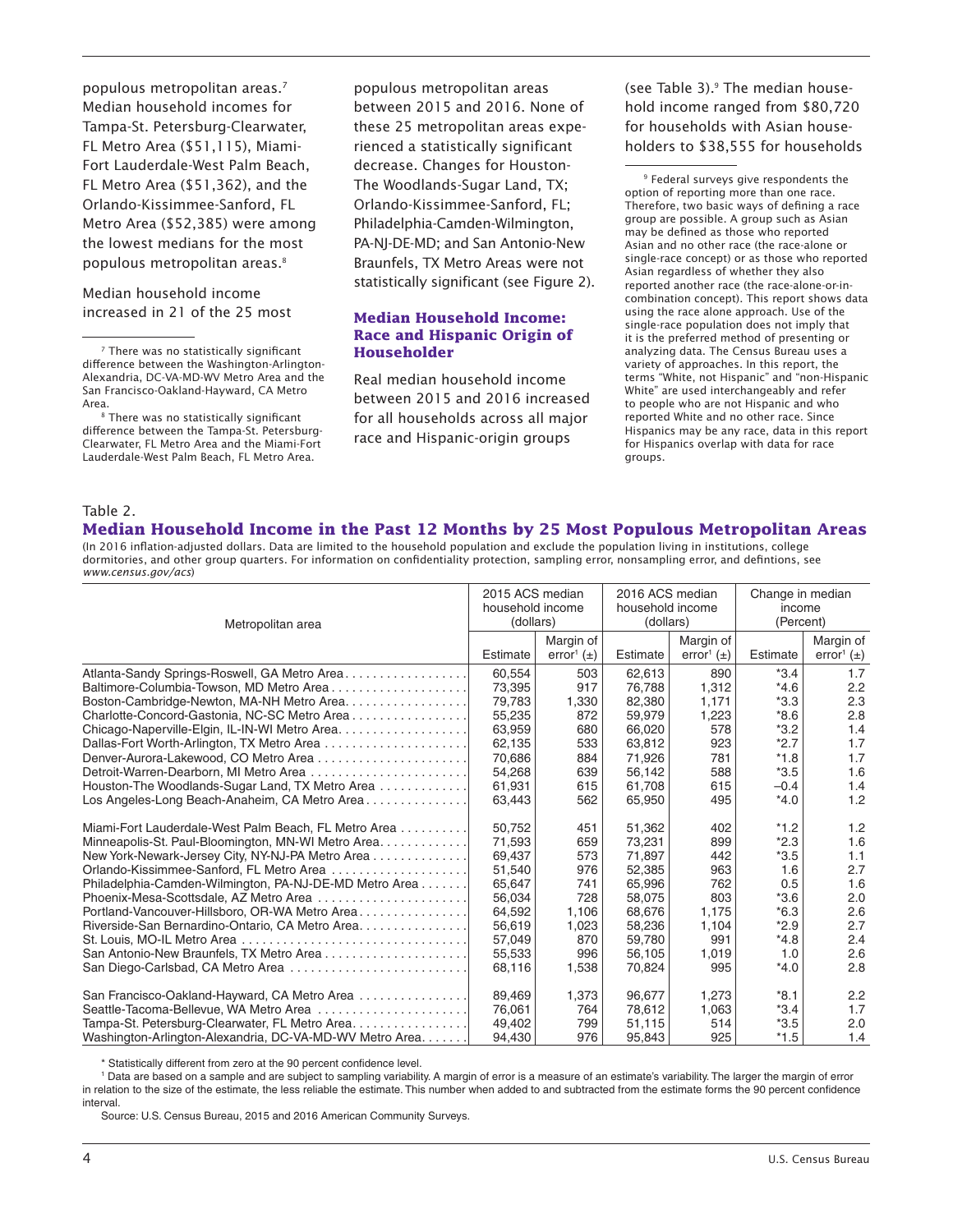populous metropolitan areas.[7] Median household incomes for Tampa-St. Petersburg-Clearwater, FL Metro Area ($51,115), Miami-Fort Lauderdale-West Palm Beach, FL Metro Area ($51,362), and the Orlando-Kissimmee-Sanford, FL Metro Area ($52,385) were among the lowest medians for the most populous metropolitan areas.[8]

Median household income increased in 21 of the 25 most populous metropolitan areas between 2015 and 2016. None of these 25 metropolitan areas experienced a statistically significant decrease. Changes for Houston-The Woodlands-Sugar Land, TX; Orlando-Kissimmee-Sanford, FL; Philadelphia-Camden-Wilmington, PA-NJ-DE-MD; and San Antonio-New Braunfels, TX Metro Areas were not statistically significant (see Figure 2).

### Median Household Income: Race and Hispanic Origin of Householder

Real median household income between 2015 and 2016 increased for all households across all major race and Hispanic-origin groups (see Table 3).[9] The median household income ranged from $80,720 for households with Asian householders to $38,555 for households

[7] There was no statistically significant difference between the Washington-Arlington-Alexandria, DC-VA-MD-WV Metro Area and the San Francisco-Oakland-Hayward, CA Metro Area.

[8] There was no statistically significant difference between the Tampa-St. Petersburg-Clearwater, FL Metro Area and the Miami-Fort Lauderdale-West Palm Beach, FL Metro Area.

[9] Federal surveys give respondents the option of reporting more than one race. Therefore, two basic ways of defining a race group are possible. A group such as Asian may be defined as those who reported Asian and no other race (the race-alone or single-race concept) or as those who reported Asian regardless of whether they also reported another race (the race-alone-or-in-combination concept). This report shows data using the race alone approach. Use of the single-race population does not imply that it is the preferred method of presenting or analyzing data. The Census Bureau uses a variety of approaches. In this report, the terms "White, not Hispanic" and "non-Hispanic White" are used interchangeably and refer to people who are not Hispanic and who reported White and no other race. Since Hispanics may be any race, data in this report for Hispanics overlap with data for race groups.

Table 2.

## Median Household Income in the Past 12 Months by 25 Most Populous Metropolitan Areas

(In 2016 inflation-adjusted dollars. Data are limited to the household population and exclude the population living in institutions, college dormitories, and other group quarters. For information on confidentiality protection, sampling error, nonsampling error, and defintions, see *www.census.gov/acs*)

| Metropolitan area | 2015 ACS median household income (dollars) | | 2016 ACS median household income (dollars) | | Change in median income (Percent) | |
|---|---|---|---|---|---|---|
| | Estimate | Margin of error[1] (±) | Estimate | Margin of error[1] (±) | Estimate | Margin of error[1] (±) |
| Atlanta-Sandy Springs-Roswell, GA Metro Area | 60,554 | 503 | 62,613 | 890 | *3.4 | 1.7 |
| Baltimore-Columbia-Towson, MD Metro Area | 73,395 | 917 | 76,788 | 1,312 | *4.6 | 2.2 |
| Boston-Cambridge-Newton, MA-NH Metro Area | 79,783 | 1,330 | 82,380 | 1,171 | *3.3 | 2.3 |
| Charlotte-Concord-Gastonia, NC-SC Metro Area | 55,235 | 872 | 59,979 | 1,223 | *8.6 | 2.8 |
| Chicago-Naperville-Elgin, IL-IN-WI Metro Area | 63,959 | 680 | 66,020 | 578 | *3.2 | 1.4 |
| Dallas-Fort Worth-Arlington, TX Metro Area | 62,135 | 533 | 63,812 | 923 | *2.7 | 1.7 |
| Denver-Aurora-Lakewood, CO Metro Area | 70,686 | 884 | 71,926 | 781 | *1.8 | 1.7 |
| Detroit-Warren-Dearborn, MI Metro Area | 54,268 | 639 | 56,142 | 588 | *3.5 | 1.6 |
| Houston-The Woodlands-Sugar Land, TX Metro Area | 61,931 | 615 | 61,708 | 615 | –0.4 | 1.4 |
| Los Angeles-Long Beach-Anaheim, CA Metro Area | 63,443 | 562 | 65,950 | 495 | *4.0 | 1.2 |
| Miami-Fort Lauderdale-West Palm Beach, FL Metro Area | 50,752 | 451 | 51,362 | 402 | *1.2 | 1.2 |
| Minneapolis-St. Paul-Bloomington, MN-WI Metro Area | 71,593 | 659 | 73,231 | 899 | *2.3 | 1.6 |
| New York-Newark-Jersey City, NY-NJ-PA Metro Area | 69,437 | 573 | 71,897 | 442 | *3.5 | 1.1 |
| Orlando-Kissimmee-Sanford, FL Metro Area | 51,540 | 976 | 52,385 | 963 | 1.6 | 2.7 |
| Philadelphia-Camden-Wilmington, PA-NJ-DE-MD Metro Area | 65,647 | 741 | 65,996 | 762 | 0.5 | 1.6 |
| Phoenix-Mesa-Scottsdale, AZ Metro Area | 56,034 | 728 | 58,075 | 803 | *3.6 | 2.0 |
| Portland-Vancouver-Hillsboro, OR-WA Metro Area | 64,592 | 1,106 | 68,676 | 1,175 | *6.3 | 2.6 |
| Riverside-San Bernardino-Ontario, CA Metro Area | 56,619 | 1,023 | 58,236 | 1,104 | *2.9 | 2.7 |
| St. Louis, MO-IL Metro Area | 57,049 | 870 | 59,780 | 991 | *4.8 | 2.4 |
| San Antonio-New Braunfels, TX Metro Area | 55,533 | 996 | 56,105 | 1,019 | 1.0 | 2.6 |
| San Diego-Carlsbad, CA Metro Area | 68,116 | 1,538 | 70,824 | 995 | *4.0 | 2.8 |
| San Francisco-Oakland-Hayward, CA Metro Area | 89,469 | 1,373 | 96,677 | 1,273 | *8.1 | 2.2 |
| Seattle-Tacoma-Bellevue, WA Metro Area | 76,061 | 764 | 78,612 | 1,063 | *3.4 | 1.7 |
| Tampa-St. Petersburg-Clearwater, FL Metro Area | 49,402 | 799 | 51,115 | 514 | *3.5 | 2.0 |
| Washington-Arlington-Alexandria, DC-VA-MD-WV Metro Area | 94,430 | 976 | 95,843 | 925 | *1.5 | 1.4 |

* Statistically different from zero at the 90 percent confidence level.

[1] Data are based on a sample and are subject to sampling variability. A margin of error is a measure of an estimate's variability. The larger the margin of error in relation to the size of the estimate, the less reliable the estimate. This number when added to and subtracted from the estimate forms the 90 percent confidence interval.

Source: U.S. Census Bureau, 2015 and 2016 American Community Surveys.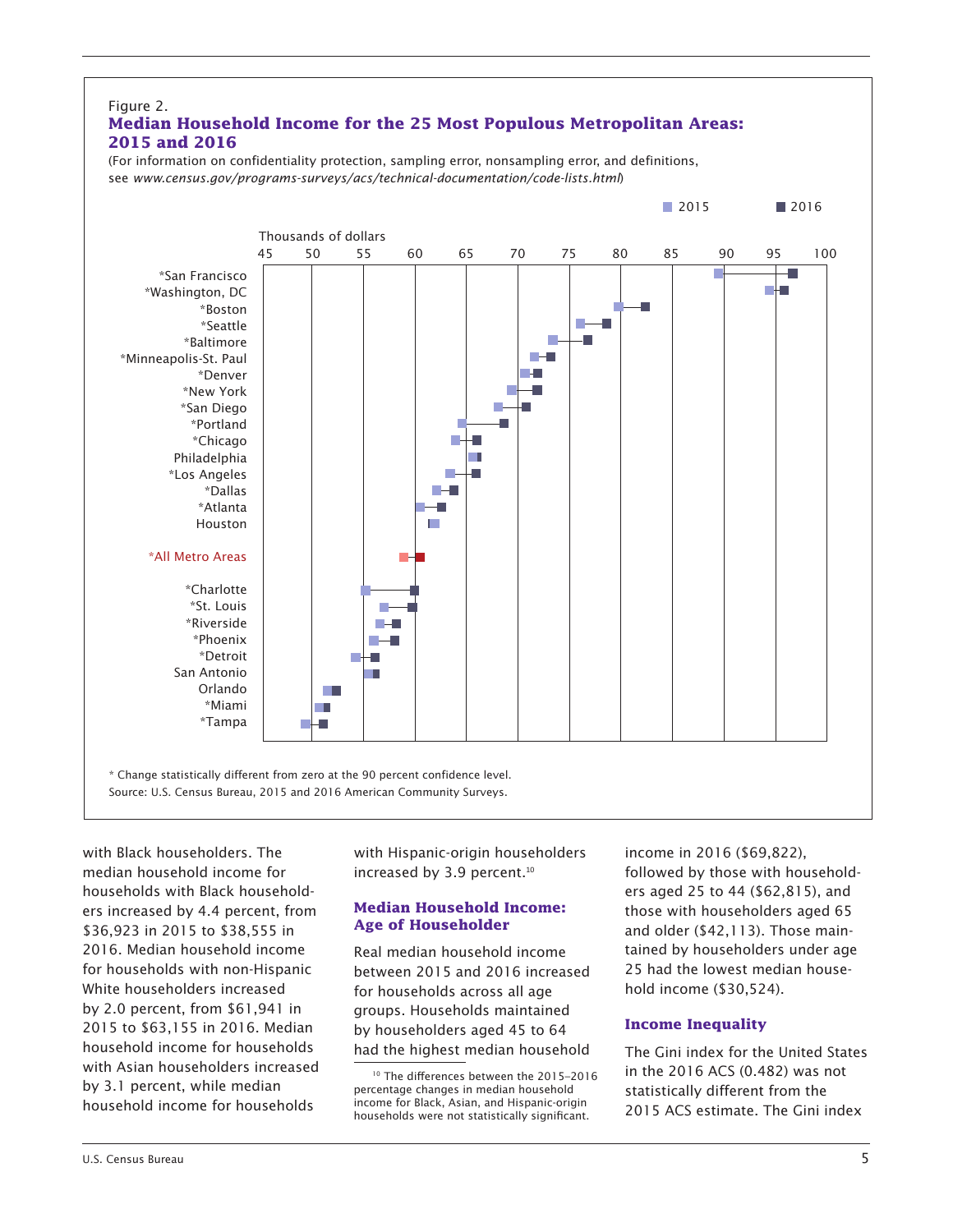Figure 2.
**Median Household Income for the 25 Most Populous Metropolitan Areas: 2015 and 2016**

(For information on confidentiality protection, sampling error, nonsampling error, and definitions, see *www.census.gov/programs-surveys/acs/technical-documentation/code-lists.html*)

\* Change statistically different from zero at the 90 percent confidence level.
Source: U.S. Census Bureau, 2015 and 2016 American Community Surveys.

with Black householders. The median household income for households with Black householders increased by 4.4 percent, from $36,923 in 2015 to $38,555 in 2016. Median household income for households with non-Hispanic White householders increased by 2.0 percent, from $61,941 in 2015 to $63,155 in 2016. Median household income for households with Asian householders increased by 3.1 percent, while median household income for households with Hispanic-origin householders increased by 3.9 percent.[10]

### Median Household Income: Age of Householder

Real median household income between 2015 and 2016 increased for households across all age groups. Households maintained by householders aged 45 to 64 had the highest median household income in 2016 ($69,822), followed by those with householders aged 25 to 44 ($62,815), and those with householders aged 65 and older ($42,113). Those maintained by householders under age 25 had the lowest median household income ($30,524).

### Income Inequality

The Gini index for the United States in the 2016 ACS (0.482) was not statistically different from the 2015 ACS estimate. The Gini index

[10] The differences between the 2015–2016 percentage changes in median household income for Black, Asian, and Hispanic-origin households were not statistically significant.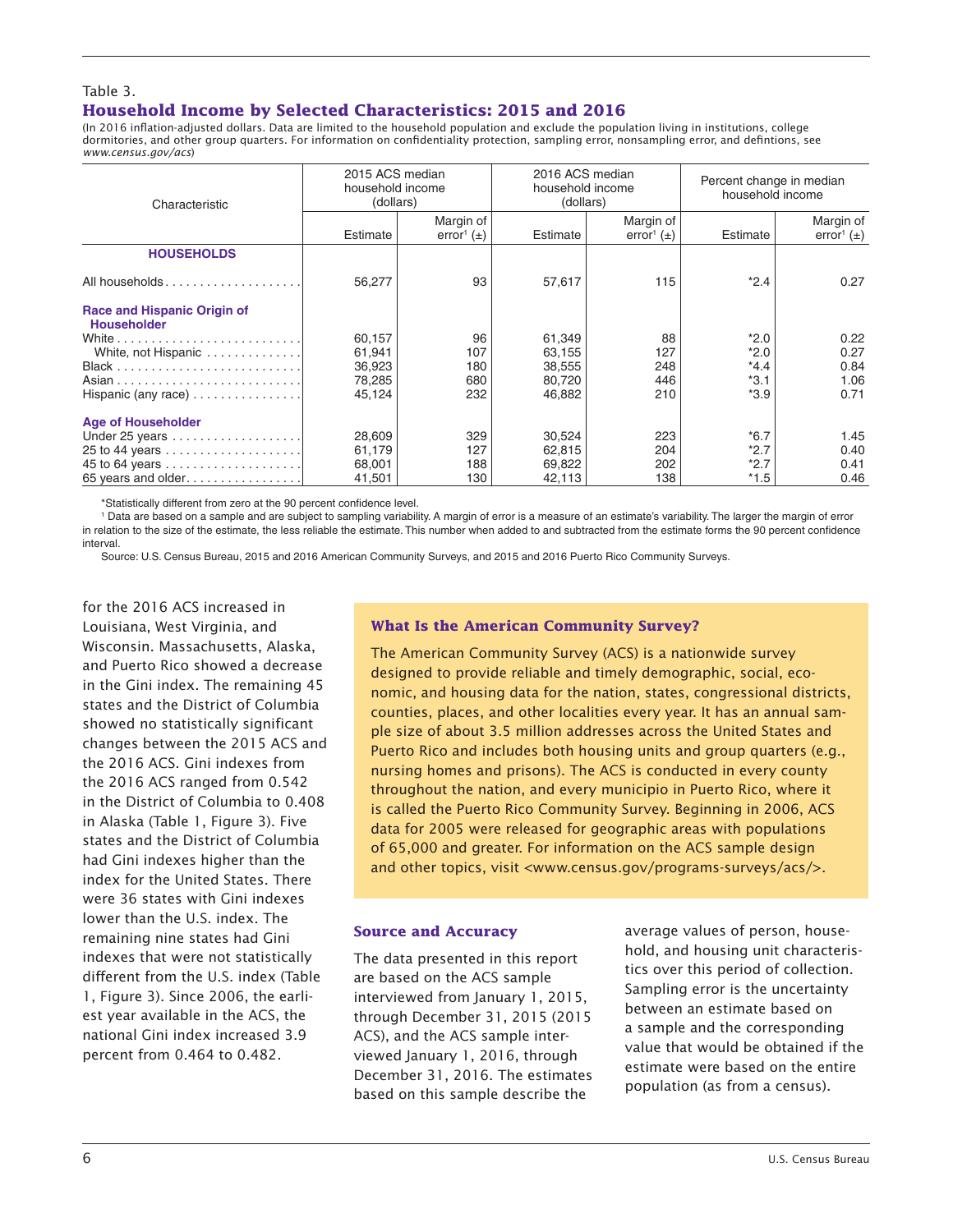Table 3.

## Household Income by Selected Characteristics: 2015 and 2016

(In 2016 inflation-adjusted dollars. Data are limited to the household population and exclude the population living in institutions, college dormitories, and other group quarters. For information on confidentiality protection, sampling error, nonsampling error, and defintions, see *www.census.gov/acs*)

| Characteristic | 2015 ACS median household income (dollars) | | 2016 ACS median household income (dollars) | | Percent change in median household income | |
|---|---|---|---|---|---|---|
| | Estimate | Margin of error[1] (±) | Estimate | Margin of error[1] (±) | Estimate | Margin of error[1] (±) |
| **HOUSEHOLDS** | | | | | | |
| All households | 56,277 | 93 | 57,617 | 115 | *2.4 | 0.27 |
| **Race and Hispanic Origin of Householder** | | | | | | |
| White | 60,157 | 96 | 61,349 | 88 | *2.0 | 0.22 |
| White, not Hispanic | 61,941 | 107 | 63,155 | 127 | *2.0 | 0.27 |
| Black | 36,923 | 180 | 38,555 | 248 | *4.4 | 0.84 |
| Asian | 78,285 | 680 | 80,720 | 446 | *3.1 | 1.06 |
| Hispanic (any race) | 45,124 | 232 | 46,882 | 210 | *3.9 | 0.71 |
| **Age of Householder** | | | | | | |
| Under 25 years | 28,609 | 329 | 30,524 | 223 | *6.7 | 1.45 |
| 25 to 44 years | 61,179 | 127 | 62,815 | 204 | *2.7 | 0.40 |
| 45 to 64 years | 68,001 | 188 | 69,822 | 202 | *2.7 | 0.41 |
| 65 years and older | 41,501 | 130 | 42,113 | 138 | *1.5 | 0.46 |

*Statistically different from zero at the 90 percent confidence level.

[1] Data are based on a sample and are subject to sampling variability. A margin of error is a measure of an estimate's variability. The larger the margin of error in relation to the size of the estimate, the less reliable the estimate. This number when added to and subtracted from the estimate forms the 90 percent confidence interval.

Source: U.S. Census Bureau, 2015 and 2016 American Community Surveys, and 2015 and 2016 Puerto Rico Community Surveys.

for the 2016 ACS increased in Louisiana, West Virginia, and Wisconsin. Massachusetts, Alaska, and Puerto Rico showed a decrease in the Gini index. The remaining 45 states and the District of Columbia showed no statistically significant changes between the 2015 ACS and the 2016 ACS. Gini indexes from the 2016 ACS ranged from 0.542 in the District of Columbia to 0.408 in Alaska (Table 1, Figure 3). Five states and the District of Columbia had Gini indexes higher than the index for the United States. There were 36 states with Gini indexes lower than the U.S. index. The remaining nine states had Gini indexes that were not statistically different from the U.S. index (Table 1, Figure 3). Since 2006, the earliest year available in the ACS, the national Gini index increased 3.9 percent from 0.464 to 0.482.

### What Is the American Community Survey?

The American Community Survey (ACS) is a nationwide survey designed to provide reliable and timely demographic, social, economic, and housing data for the nation, states, congressional districts, counties, places, and other localities every year. It has an annual sample size of about 3.5 million addresses across the United States and Puerto Rico and includes both housing units and group quarters (e.g., nursing homes and prisons). The ACS is conducted in every county throughout the nation, and every municipio in Puerto Rico, where it is called the Puerto Rico Community Survey. Beginning in 2006, ACS data for 2005 were released for geographic areas with populations of 65,000 and greater. For information on the ACS sample design and other topics, visit <www.census.gov/programs-surveys/acs/>.

### Source and Accuracy

The data presented in this report are based on the ACS sample interviewed from January 1, 2015, through December 31, 2015 (2015 ACS), and the ACS sample interviewed January 1, 2016, through December 31, 2016. The estimates based on this sample describe the average values of person, household, and housing unit characteristics over this period of collection. Sampling error is the uncertainty between an estimate based on a sample and the corresponding value that would be obtained if the estimate were based on the entire population (as from a census).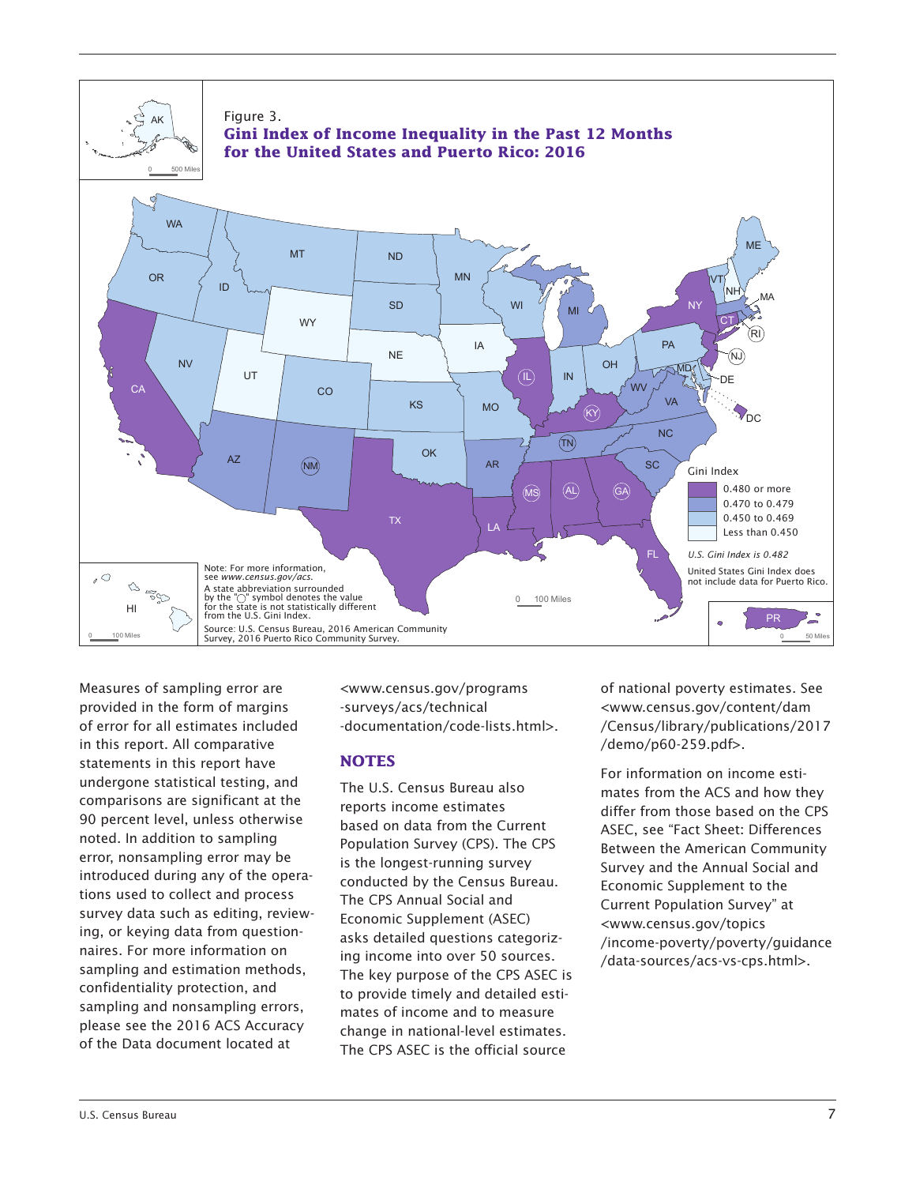Figure 3.
**Gini Index of Income Inequality in the Past 12 Months for the United States and Puerto Rico: 2016**

AK
0 500 Miles

WA OR ID MT ND SD MN WI MI NY VT NH ME MA CT RI NJ PA OH IN IL IA NE WY NV UT CO KS MO KY WV VA MD DE DC NC TN AR OK NM AZ CA TX LA MS AL GA SC FL

Gini Index
0.480 or more
0.470 to 0.479
0.450 to 0.469
Less than 0.450

*U.S. Gini Index is 0.482*

United States Gini Index does not include data for Puerto Rico.

HI
0 100 Miles

0 100 Miles

PR
0 50 Miles

Note: For more information, see *www.census.gov/acs.*
A state abbreviation surrounded by the "◯" symbol denotes the value for the state is not statistically different from the U.S. Gini Index.

Source: U.S. Census Bureau, 2016 American Community Survey, 2016 Puerto Rico Community Survey.

Measures of sampling error are provided in the form of margins of error for all estimates included in this report. All comparative statements in this report have undergone statistical testing, and comparisons are significant at the 90 percent level, unless otherwise noted. In addition to sampling error, nonsampling error may be introduced during any of the operations used to collect and process survey data such as editing, reviewing, or keying data from questionnaires. For more information on sampling and estimation methods, confidentiality protection, and sampling and nonsampling errors, please see the 2016 ACS Accuracy of the Data document located at <www.census.gov/programs-surveys/acs/technical-documentation/code-lists.html>.

## NOTES

The U.S. Census Bureau also reports income estimates based on data from the Current Population Survey (CPS). The CPS is the longest-running survey conducted by the Census Bureau. The CPS Annual Social and Economic Supplement (ASEC) asks detailed questions categorizing income into over 50 sources. The key purpose of the CPS ASEC is to provide timely and detailed estimates of income and to measure change in national-level estimates. The CPS ASEC is the official source of national poverty estimates. See <www.census.gov/content/dam/Census/library/publications/2017/demo/p60-259.pdf>.

For information on income estimates from the ACS and how they differ from those based on the CPS ASEC, see "Fact Sheet: Differences Between the American Community Survey and the Annual Social and Economic Supplement to the Current Population Survey" at <www.census.gov/topics/income-poverty/poverty/guidance/data-sources/acs-vs-cps.html>.